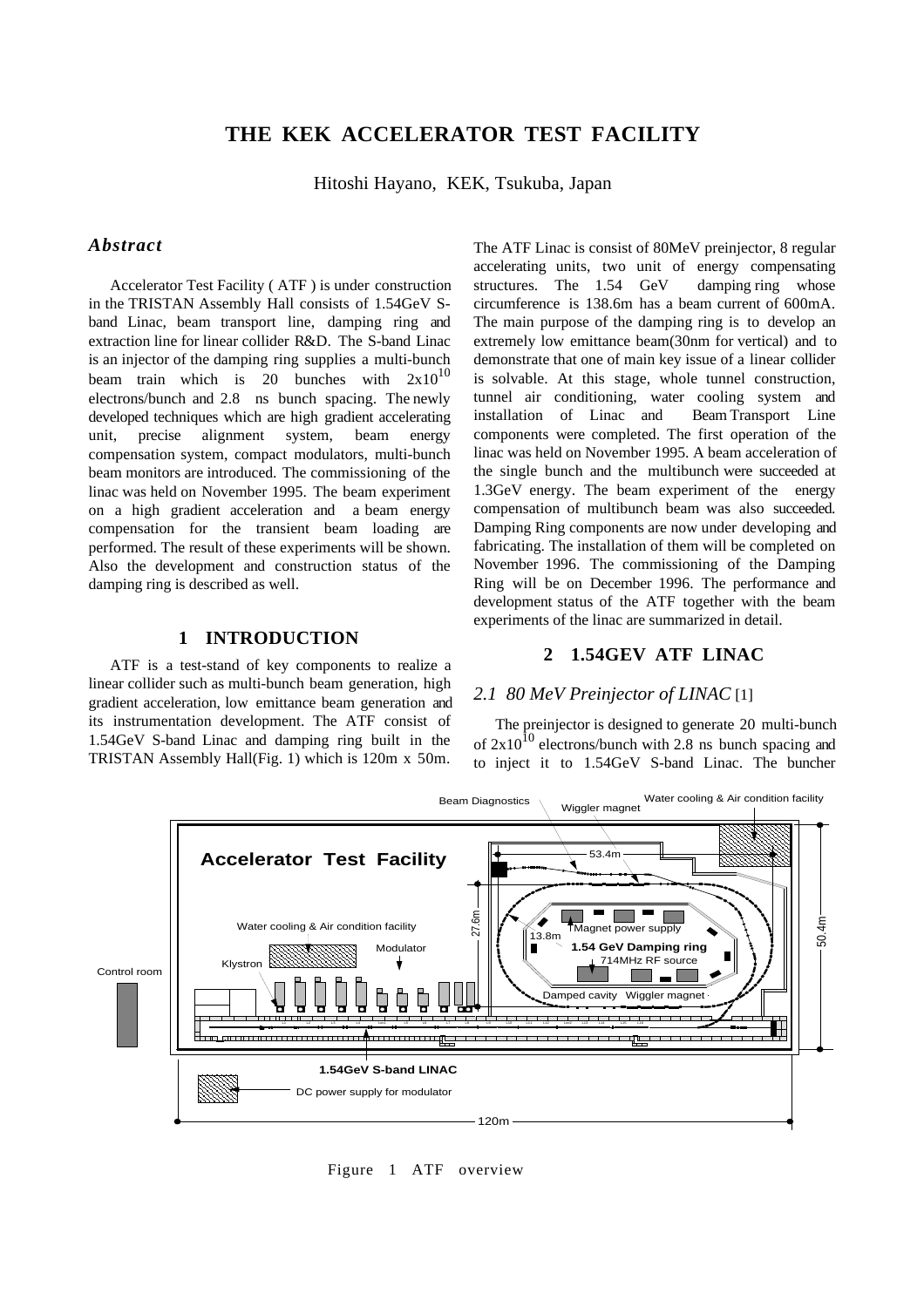# THE KEK ACCELERATOR TEST FACILITY

Hitoshi Hayano, KEK, Tsukuba, Japan

## *Abstract*

Accelerator Test Facility ( ATF ) is under construction in the TRISTAN Assembly Hall consists of 1.54GeV S-band Linac, beam transport line, damping ring and extraction line for linear collider R&D. The S-band Linac is an injector of the damping ring supplies a multi-bunch beam train which is 20 bunches with $2x10^{10}$ electrons/bunch and 2.8 ns bunch spacing. The newly developed techniques which are high gradient accelerating unit, precise alignment system, beam energy compensation system, compact modulators, multi-bunch beam monitors are introduced. The commissioning of the linac was held on November 1995. The beam experiment on a high gradient acceleration and a beam energy compensation for the transient beam loading are performed. The result of these experiments will be shown. Also the development and construction status of the damping ring is described as well.

## 1 INTRODUCTION

ATF is a test-stand of key components to realize a linear collider such as multi-bunch beam generation, high gradient acceleration, low emittance beam generation and its instrumentation development. The ATF consist of 1.54GeV S-band Linac and damping ring built in the TRISTAN Assembly Hall(Fig. 1) which is 120m x 50m. The ATF Linac is consist of 80MeV preinjector, 8 regular accelerating units, two unit of energy compensating structures. The 1.54 GeV damping ring whose circumference is 138.6m has a beam current of 600mA. The main purpose of the damping ring is to develop an extremely low emittance beam(30nm for vertical) and to demonstrate that one of main key issue of a linear collider is solvable. At this stage, whole tunnel construction, tunnel air conditioning, water cooling system and installation of Linac and Beam Transport Line components were completed. The first operation of the linac was held on November 1995. A beam acceleration of the single bunch and the multibunch were succeeded at 1.3GeV energy. The beam experiment of the energy compensation of multibunch beam was also succeeded. Damping Ring components are now under developing and fabricating. The installation of them will be completed on November 1996. The commissioning of the Damping Ring will be on December 1996. The performance and development status of the ATF together with the beam experiments of the linac are summarized in detail.

## 2 1.54GEV ATF LINAC

### *2.1 80 MeV Preinjector of LINAC* [1]

The preinjector is designed to generate 20 multi-bunch of $2x10^{10}$ electrons/bunch with 2.8 ns bunch spacing and to inject it to 1.54GeV S-band Linac. The buncher

Figure 1 ATF overview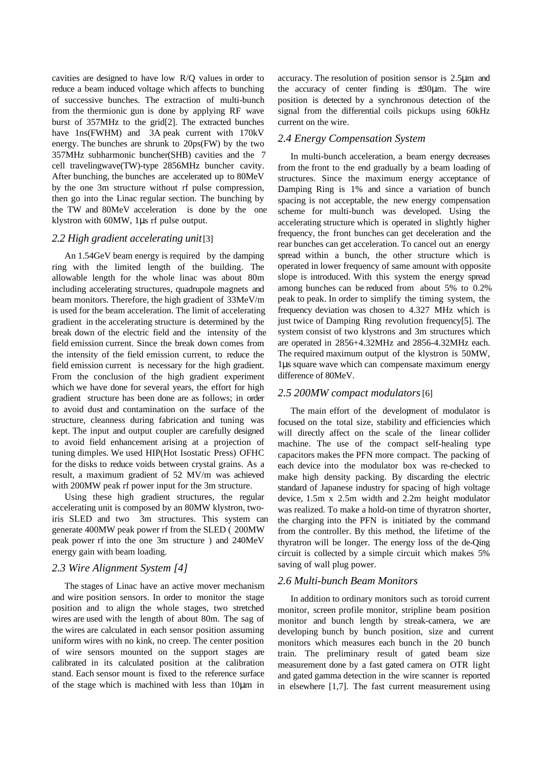cavities are designed to have low R/Q values in order to reduce a beam induced voltage which affects to bunching of successive bunches. The extraction of multi-bunch from the thermionic gun is done by applying RF wave burst of 357MHz to the grid[2]. The extracted bunches have 1ns(FWHM) and 3A peak current with 170kV energy. The bunches are shrunk to 20ps(FW) by the two 357MHz subharmonic buncher(SHB) cavities and the 7 cell travelingwave(TW)-type 2856MHz buncher cavity. After bunching, the bunches are accelerated up to 80MeV by the one 3m structure without rf pulse compression, then go into the Linac regular section. The bunching by the TW and 80MeV acceleration is done by the one klystron with 60MW, 1μs rf pulse output.

## *2.2 High gradient accelerating unit*[3]

An 1.54GeV beam energy is required by the damping ring with the limited length of the building. The allowable length for the whole linac was about 80m including accelerating structures, quadrupole magnets and beam monitors. Therefore, the high gradient of 33MeV/m is used for the beam acceleration. The limit of accelerating gradient in the accelerating structure is determined by the break down of the electric field and the intensity of the field emission current. Since the break down comes from the intensity of the field emission current, to reduce the field emission current is necessary for the high gradient. From the conclusion of the high gradient experiment which we have done for several years, the effort for high gradient structure has been done are as follows; in order to avoid dust and contamination on the surface of the structure, cleanness during fabrication and tuning was kept. The input and output coupler are carefully designed to avoid field enhancement arising at a projection of tuning dimples. We used HIP(Hot Isostatic Press) OFHC for the disks to reduce voids between crystal grains. As a result, a maximum gradient of 52 MV/m was achieved with 200MW peak rf power input for the 3m structure.

Using these high gradient structures, the regular accelerating unit is composed by an 80MW klystron, two-iris SLED and two 3m structures. This system can generate 400MW peak power rf from the SLED ( 200MW peak power rf into the one 3m structure ) and 240MeV energy gain with beam loading.

## *2.3 Wire Alignment System [4]*

The stages of Linac have an active mover mechanism and wire position sensors. In order to monitor the stage position and to align the whole stages, two stretched wires are used with the length of about 80m. The sag of the wires are calculated in each sensor position assuming uniform wires with no kink, no creep. The center position of wire sensors mounted on the support stages are calibrated in its calculated position at the calibration stand. Each sensor mount is fixed to the reference surface of the stage which is machined with less than 10μm in accuracy. The resolution of position sensor is 2.5μm and the accuracy of center finding is ±30μm. The wire position is detected by a synchronous detection of the signal from the differential coils pickups using 60kHz current on the wire.

## *2.4 Energy Compensation System*

In multi-bunch acceleration, a beam energy decreases from the front to the end gradually by a beam loading of structures. Since the maximum energy acceptance of Damping Ring is 1% and since a variation of bunch spacing is not acceptable, the new energy compensation scheme for multi-bunch was developed. Using the accelerating structure which is operated in slightly higher frequency, the front bunches can get deceleration and the rear bunches can get acceleration. To cancel out an energy spread within a bunch, the other structure which is operated in lower frequency of same amount with opposite slope is introduced. With this system the energy spread among bunches can be reduced from about 5% to 0.2% peak to peak. In order to simplify the timing system, the frequency deviation was chosen to 4.327 MHz which is just twice of Damping Ring revolution frequency[5]. The system consist of two klystrons and 3m structures which are operated in 2856+4.32MHz and 2856-4.32MHz each. The required maximum output of the klystron is 50MW, 1μs square wave which can compensate maximum energy difference of 80MeV.

## *2.5 200MW compact modulators*[6]

The main effort of the development of modulator is focused on the total size, stability and efficiencies which will directly affect on the scale of the linear collider machine. The use of the compact self-healing type capacitors makes the PFN more compact. The packing of each device into the modulator box was re-checked to make high density packing. By discarding the electric standard of Japanese industry for spacing of high voltage device, 1.5m x 2.5m width and 2.2m height modulator was realized. To make a hold-on time of thyratron shorter, the charging into the PFN is initiated by the command from the controller. By this method, the lifetime of the thyratron will be longer. The energy loss of the de-Qing circuit is collected by a simple circuit which makes 5% saving of wall plug power.

## *2.6 Multi-bunch Beam Monitors*

In addition to ordinary monitors such as toroid current monitor, screen profile monitor, stripline beam position monitor and bunch length by streak-camera, we are developing bunch by bunch position, size and current monitors which measures each bunch in the 20 bunch train. The preliminary result of gated beam size measurement done by a fast gated camera on OTR light and gated gamma detection in the wire scanner is reported in elsewhere [1,7]. The fast current measurement using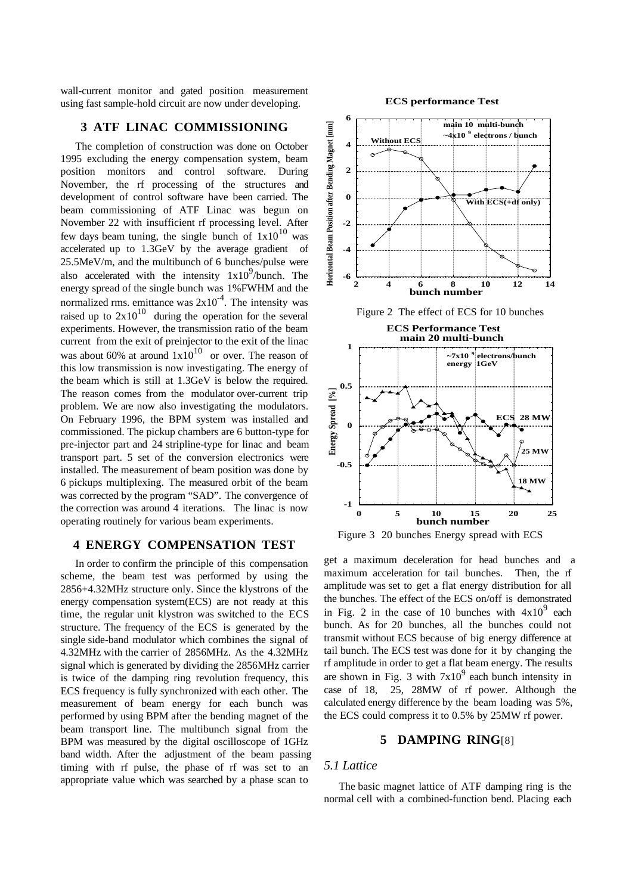wall-current monitor and gated position measurement using fast sample-hold circuit are now under developing.

## 3 ATF LINAC COMMISSIONING

The completion of construction was done on October 1995 excluding the energy compensation system, beam position monitors and control software. During November, the rf processing of the structures and development of control software have been carried. The beam commissioning of ATF Linac was begun on November 22 with insufficient rf processing level. After few days beam tuning, the single bunch of $1 \times 10^{10}$ was accelerated up to 1.3GeV by the average gradient of 25.5MeV/m, and the multibunch of 6 bunches/pulse were also accelerated with the intensity $1 \times 10^{9}$/bunch. The energy spread of the single bunch was 1%FWHM and the normalized rms. emittance was $2 \times 10^{-4}$. The intensity was raised up to $2 \times 10^{10}$ during the operation for the several experiments. However, the transmission ratio of the beam current from the exit of preinjector to the exit of the linac was about 60% at around $1 \times 10^{10}$ or over. The reason of this low transmission is now investigating. The energy of the beam which is still at 1.3GeV is below the required. The reason comes from the modulator over-current trip problem. We are now also investigating the modulators. On February 1996, the BPM system was installed and commissioned. The pickup chambers are 6 button-type for pre-injector part and 24 stripline-type for linac and beam transport part. 5 set of the conversion electronics were installed. The measurement of beam position was done by 6 pickups multiplexing. The measured orbit of the beam was corrected by the program "SAD". The convergence of the correction was around 4 iterations. The linac is now operating routinely for various beam experiments.

## 4 ENERGY COMPENSATION TEST

In order to confirm the principle of this compensation scheme, the beam test was performed by using the 2856+4.32MHz structure only. Since the klystrons of the energy compensation system(ECS) are not ready at this time, the regular unit klystron was switched to the ECS structure. The frequency of the ECS is generated by the single side-band modulator which combines the signal of 4.32MHz with the carrier of 2856MHz. As the 4.32MHz signal which is generated by dividing the 2856MHz carrier is twice of the damping ring revolution frequency, this ECS frequency is fully synchronized with each other. The measurement of beam energy for each bunch was performed by using BPM after the bending magnet of the beam transport line. The multibunch signal from the BPM was measured by the digital oscilloscope of 1GHz band width. After the adjustment of the beam passing timing with rf pulse, the phase of rf was set to an appropriate value which was searched by a phase scan to get a maximum deceleration for head bunches and a maximum acceleration for tail bunches. Then, the rf amplitude was set to get a flat energy distribution for all the bunches. The effect of the ECS on/off is demonstrated in Fig. 2 in the case of 10 bunches with $4 \times 10^{9}$ each bunch. As for 20 bunches, all the bunches could not transmit without ECS because of big energy difference at tail bunch. The ECS test was done for it by changing the rf amplitude in order to get a flat beam energy. The results are shown in Fig. 3 with $7 \times 10^{9}$ each bunch intensity in case of 18, 25, 28MW of rf power. Although the calculated energy difference by the beam loading was 5%, the ECS could compress it to 0.5% by 25MW rf power.

Figure 2 The effect of ECS for 10 bunches

Figure 3 20 bunches Energy spread with ECS

## 5 DAMPING RING[8]

### *5.1 Lattice*

The basic magnet lattice of ATF damping ring is the normal cell with a combined-function bend. Placing each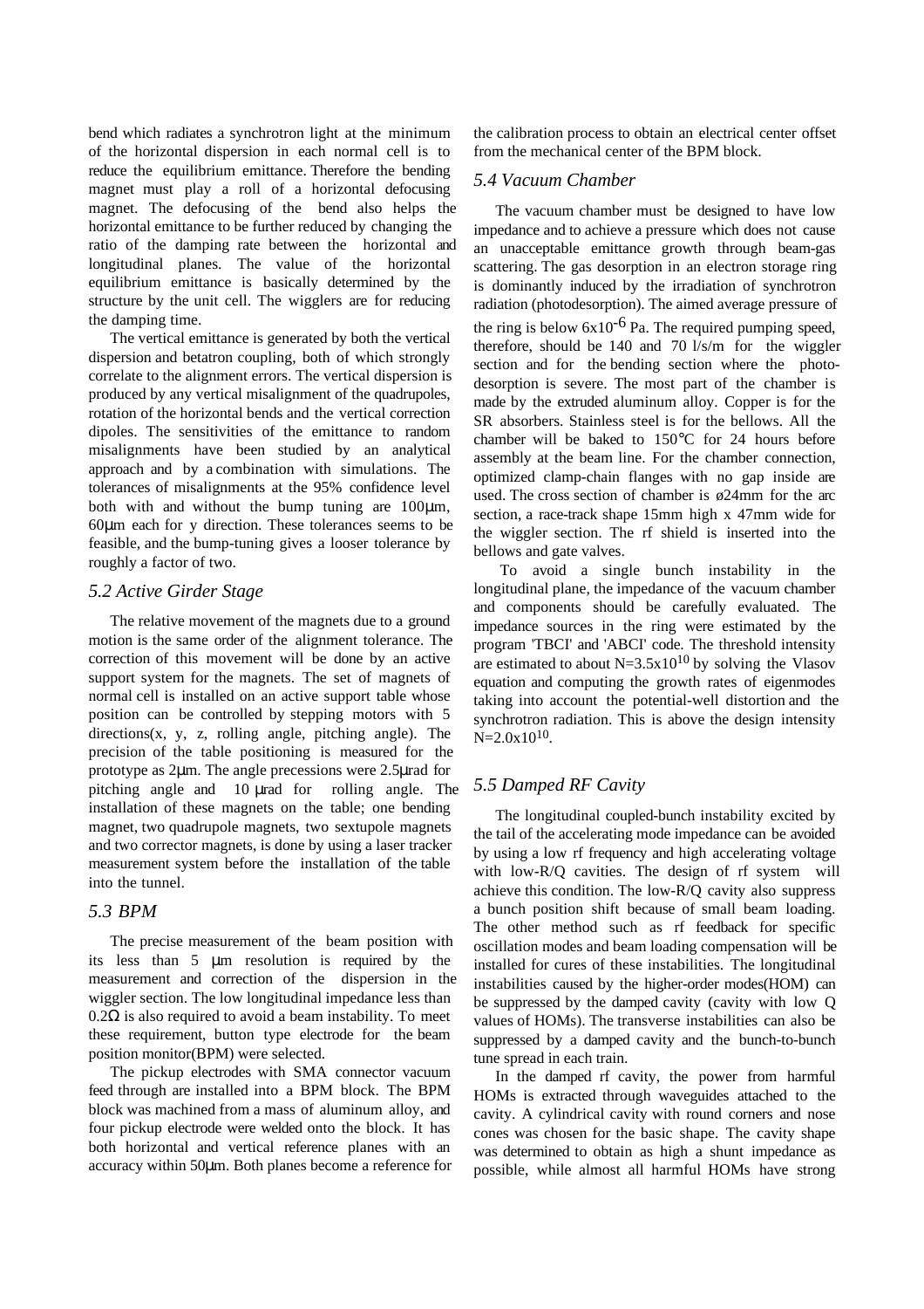bend which radiates a synchrotron light at the minimum of the horizontal dispersion in each normal cell is to reduce the equilibrium emittance. Therefore the bending magnet must play a roll of a horizontal defocusing magnet. The defocusing of the bend also helps the horizontal emittance to be further reduced by changing the ratio of the damping rate between the horizontal and longitudinal planes. The value of the horizontal equilibrium emittance is basically determined by the structure by the unit cell. The wigglers are for reducing the damping time.

The vertical emittance is generated by both the vertical dispersion and betatron coupling, both of which strongly correlate to the alignment errors. The vertical dispersion is produced by any vertical misalignment of the quadrupoles, rotation of the horizontal bends and the vertical correction dipoles. The sensitivities of the emittance to random misalignments have been studied by an analytical approach and by a combination with simulations. The tolerances of misalignments at the 95% confidence level both with and without the bump tuning are 100μm, 60μm each for y direction. These tolerances seems to be feasible, and the bump-tuning gives a looser tolerance by roughly a factor of two.

### *5.2 Active Girder Stage*

The relative movement of the magnets due to a ground motion is the same order of the alignment tolerance. The correction of this movement will be done by an active support system for the magnets. The set of magnets of normal cell is installed on an active support table whose position can be controlled by stepping motors with 5 directions(x, y, z, rolling angle, pitching angle). The precision of the table positioning is measured for the prototype as 2μm. The angle precessions were 2.5μrad for pitching angle and 10 μrad for rolling angle. The installation of these magnets on the table; one bending magnet, two quadrupole magnets, two sextupole magnets and two corrector magnets, is done by using a laser tracker measurement system before the installation of the table into the tunnel.

### *5.3 BPM*

The precise measurement of the beam position with its less than 5 μm resolution is required by the measurement and correction of the dispersion in the wiggler section. The low longitudinal impedance less than 0.2Ω is also required to avoid a beam instability. To meet these requirement, button type electrode for the beam position monitor(BPM) were selected.

The pickup electrodes with SMA connector vacuum feed through are installed into a BPM block. The BPM block was machined from a mass of aluminum alloy, and four pickup electrode were welded onto the block. It has both horizontal and vertical reference planes with an accuracy within 50μm. Both planes become a reference for the calibration process to obtain an electrical center offset from the mechanical center of the BPM block.

### *5.4 Vacuum Chamber*

The vacuum chamber must be designed to have low impedance and to achieve a pressure which does not cause an unacceptable emittance growth through beam-gas scattering. The gas desorption in an electron storage ring is dominantly induced by the irradiation of synchrotron radiation (photodesorption). The aimed average pressure of the ring is below $6\times10^{-6}$ Pa. The required pumping speed, therefore, should be 140 and 70 l/s/m for the wiggler section and for the bending section where the photo-desorption is severe. The most part of the chamber is made by the extruded aluminum alloy. Copper is for the SR absorbers. Stainless steel is for the bellows. All the chamber will be baked to 150°C for 24 hours before assembly at the beam line. For the chamber connection, optimized clamp-chain flanges with no gap inside are used. The cross section of chamber is ø24mm for the arc section, a race-track shape 15mm high x 47mm wide for the wiggler section. The rf shield is inserted into the bellows and gate valves.

To avoid a single bunch instability in the longitudinal plane, the impedance of the vacuum chamber and components should be carefully evaluated. The impedance sources in the ring were estimated by the program 'TBCI' and 'ABCI' code. The threshold intensity are estimated to about $N=3.5\times10^{10}$ by solving the Vlasov equation and computing the growth rates of eigenmodes taking into account the potential-well distortion and the synchrotron radiation. This is above the design intensity $N=2.0\times10^{10}$.

### *5.5 Damped RF Cavity*

The longitudinal coupled-bunch instability excited by the tail of the accelerating mode impedance can be avoided by using a low rf frequency and high accelerating voltage with low-R/Q cavities. The design of rf system will achieve this condition. The low-R/Q cavity also suppress a bunch position shift because of small beam loading. The other method such as rf feedback for specific oscillation modes and beam loading compensation will be installed for cures of these instabilities. The longitudinal instabilities caused by the higher-order modes(HOM) can be suppressed by the damped cavity (cavity with low Q values of HOMs). The transverse instabilities can also be suppressed by a damped cavity and the bunch-to-bunch tune spread in each train.

In the damped rf cavity, the power from harmful HOMs is extracted through waveguides attached to the cavity. A cylindrical cavity with round corners and nose cones was chosen for the basic shape. The cavity shape was determined to obtain as high a shunt impedance as possible, while almost all harmful HOMs have strong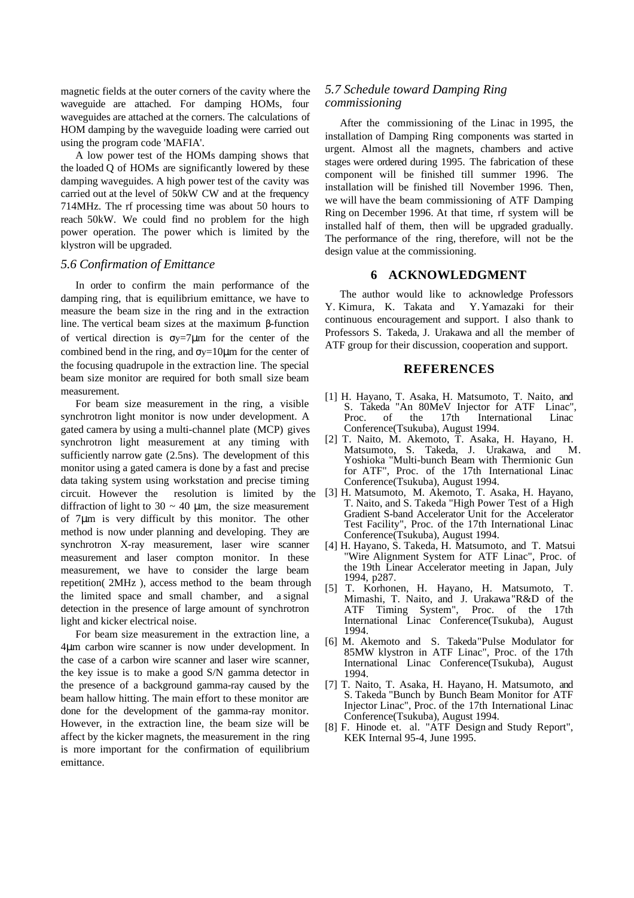magnetic fields at the outer corners of the cavity where the waveguide are attached. For damping HOMs, four waveguides are attached at the corners. The calculations of HOM damping by the waveguide loading were carried out using the program code 'MAFIA'.

A low power test of the HOMs damping shows that the loaded Q of HOMs are significantly lowered by these damping waveguides. A high power test of the cavity was carried out at the level of 50kW CW and at the frequency 714MHz. The rf processing time was about 50 hours to reach 50kW. We could find no problem for the high power operation. The power which is limited by the klystron will be upgraded.

### *5.6 Confirmation of Emittance*

In order to confirm the main performance of the damping ring, that is equilibrium emittance, we have to measure the beam size in the ring and in the extraction line. The vertical beam sizes at the maximum β-function of vertical direction is $\sigma y$=7μm for the center of the combined bend in the ring, and $\sigma y$=10μm for the center of the focusing quadrupole in the extraction line. The special beam size monitor are required for both small size beam measurement.

For beam size measurement in the ring, a visible synchrotron light monitor is now under development. A gated camera by using a multi-channel plate (MCP) gives synchrotron light measurement at any timing with sufficiently narrow gate (2.5ns). The development of this monitor using a gated camera is done by a fast and precise data taking system using workstation and precise timing circuit. However the resolution is limited by the diffraction of light to 30 ~ 40 μm, the size measurement of 7μm is very difficult by this monitor. The other method is now under planning and developing. They are synchrotron X-ray measurement, laser wire scanner measurement and laser compton monitor. In these measurement, we have to consider the large beam repetition( 2MHz ), access method to the beam through the limited space and small chamber, and a signal detection in the presence of large amount of synchrotron light and kicker electrical noise.

For beam size measurement in the extraction line, a 4μm carbon wire scanner is now under development. In the case of a carbon wire scanner and laser wire scanner, the key issue is to make a good S/N gamma detector in the presence of a background gamma-ray caused by the beam hallow hitting. The main effort to these monitor are done for the development of the gamma-ray monitor. However, in the extraction line, the beam size will be affect by the kicker magnets, the measurement in the ring is more important for the confirmation of equilibrium emittance.

### *5.7 Schedule toward Damping Ring commissioning*

After the commissioning of the Linac in 1995, the installation of Damping Ring components was started in urgent. Almost all the magnets, chambers and active stages were ordered during 1995. The fabrication of these component will be finished till summer 1996. The installation will be finished till November 1996. Then, we will have the beam commissioning of ATF Damping Ring on December 1996. At that time, rf system will be installed half of them, then will be upgraded gradually. The performance of the ring, therefore, will not be the design value at the commissioning.

## 6 ACKNOWLEDGMENT

The author would like to acknowledge Professors Y. Kimura, K. Takata and Y. Yamazaki for their continuous encouragement and support. I also thank to Professors S. Takeda, J. Urakawa and all the member of ATF group for their discussion, cooperation and support.

## REFERENCES

[1] H. Hayano, T. Asaka, H. Matsumoto, T. Naito, and S. Takeda "An 80MeV Injector for ATF Linac", Proc. of the 17th International Linac Conference(Tsukuba), August 1994.

[2] T. Naito, M. Akemoto, T. Asaka, H. Hayano, H. Matsumoto, S. Takeda, J. Urakawa, and M. Yoshioka "Multi-bunch Beam with Thermionic Gun for ATF", Proc. of the 17th International Linac Conference(Tsukuba), August 1994.

[3] H. Matsumoto, M. Akemoto, T. Asaka, H. Hayano, T. Naito, and S. Takeda "High Power Test of a High Gradient S-band Accelerator Unit for the Accelerator Test Facility", Proc. of the 17th International Linac Conference(Tsukuba), August 1994.

[4] H. Hayano, S. Takeda, H. Matsumoto, and T. Matsui "Wire Alignment System for ATF Linac", Proc. of the 19th Linear Accelerator meeting in Japan, July 1994, p287.

[5] T. Korhonen, H. Hayano, H. Matsumoto, T. Mimashi, T. Naito, and J. Urakawa "R&D of the ATF Timing System", Proc. of the 17th International Linac Conference(Tsukuba), August 1994.

[6] M. Akemoto and S. Takeda "Pulse Modulator for 85MW klystron in ATF Linac", Proc. of the 17th International Linac Conference(Tsukuba), August 1994.

[7] T. Naito, T. Asaka, H. Hayano, H. Matsumoto, and S. Takeda "Bunch by Bunch Beam Monitor for ATF Injector Linac", Proc. of the 17th International Linac Conference(Tsukuba), August 1994.

[8] F. Hinode et. al. "ATF Design and Study Report", KEK Internal 95-4, June 1995.